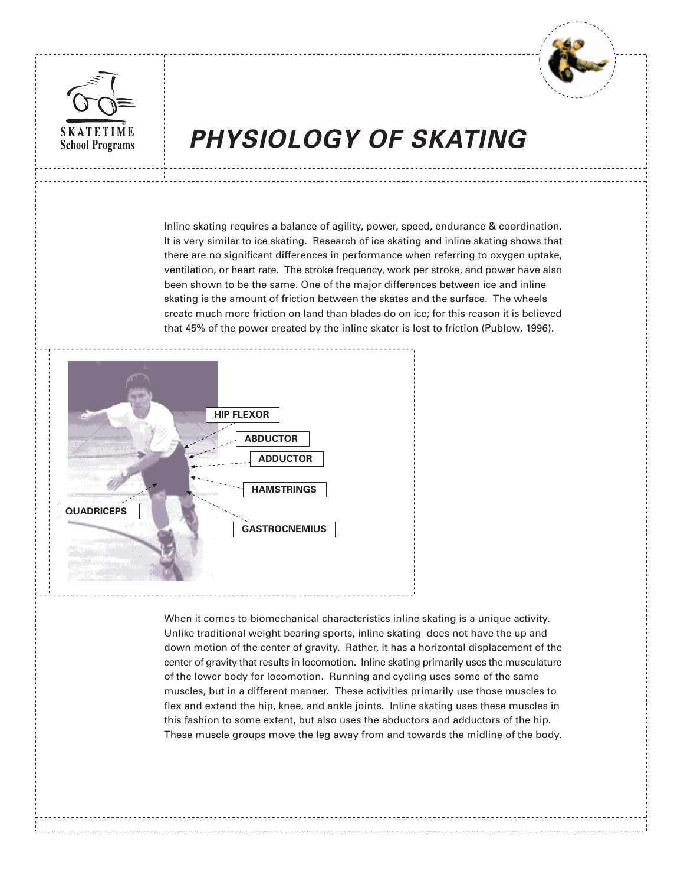SKATETIME School Programs

# PHYSIOLOGY OF SKATING

Inline skating requires a balance of agility, power, speed, endurance & coordination. It is very similar to ice skating. Research of ice skating and inline skating shows that there are no significant differences in performance when referring to oxygen uptake, ventilation, or heart rate. The stroke frequency, work per stroke, and power have also been shown to be the same. One of the major differences between ice and inline skating is the amount of friction between the skates and the surface. The wheels create much more friction on land than blades do on ice; for this reason it is believed that 45% of the power created by the inline skater is lost to friction (Publow, 1996).

HIP FLEXOR

ABDUCTOR

ADDUCTOR

HAMSTRINGS

QUADRICEPS

GASTROCNEMIUS

When it comes to biomechanical characteristics inline skating is a unique activity. Unlike traditional weight bearing sports, inline skating does not have the up and down motion of the center of gravity. Rather, it has a horizontal displacement of the center of gravity that results in locomotion. Inline skating primarily uses the musculature of the lower body for locomotion. Running and cycling uses some of the same muscles, but in a different manner. These activities primarily use those muscles to flex and extend the hip, knee, and ankle joints. Inline skating uses these muscles in this fashion to some extent, but also uses the abductors and adductors of the hip. These muscle groups move the leg away from and towards the midline of the body.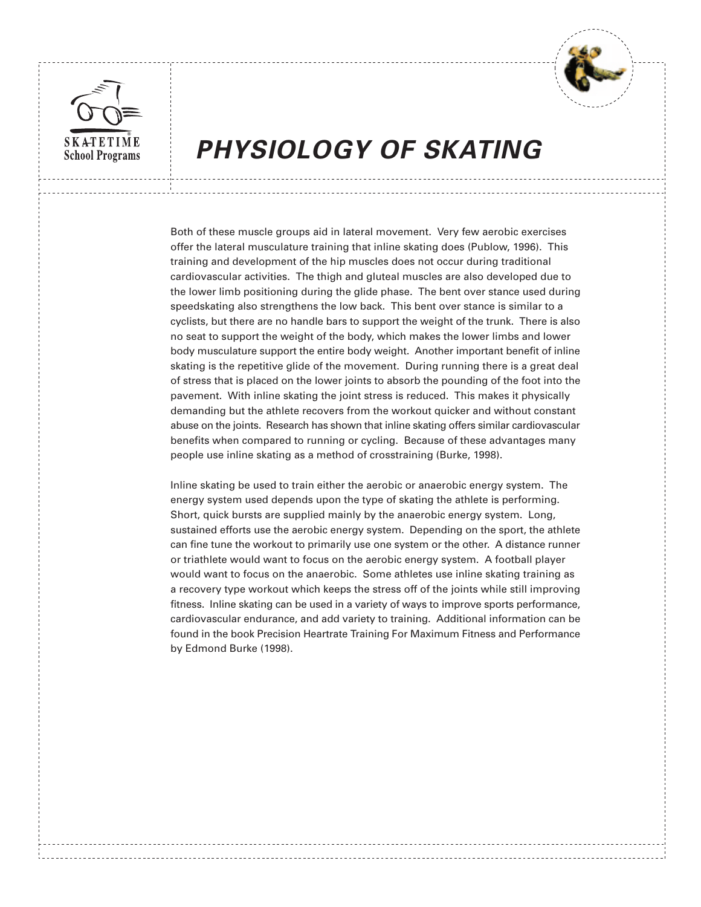# PHYSIOLOGY OF SKATING

Both of these muscle groups aid in lateral movement. Very few aerobic exercises offer the lateral musculature training that inline skating does (Publow, 1996). This training and development of the hip muscles does not occur during traditional cardiovascular activities. The thigh and gluteal muscles are also developed due to the lower limb positioning during the glide phase. The bent over stance used during speedskating also strengthens the low back. This bent over stance is similar to a cyclists, but there are no handle bars to support the weight of the trunk. There is also no seat to support the weight of the body, which makes the lower limbs and lower body musculature support the entire body weight. Another important benefit of inline skating is the repetitive glide of the movement. During running there is a great deal of stress that is placed on the lower joints to absorb the pounding of the foot into the pavement. With inline skating the joint stress is reduced. This makes it physically demanding but the athlete recovers from the workout quicker and without constant abuse on the joints. Research has shown that inline skating offers similar cardiovascular benefits when compared to running or cycling. Because of these advantages many people use inline skating as a method of crosstraining (Burke, 1998).

Inline skating be used to train either the aerobic or anaerobic energy system. The energy system used depends upon the type of skating the athlete is performing. Short, quick bursts are supplied mainly by the anaerobic energy system. Long, sustained efforts use the aerobic energy system. Depending on the sport, the athlete can fine tune the workout to primarily use one system or the other. A distance runner or triathlete would want to focus on the aerobic energy system. A football player would want to focus on the anaerobic. Some athletes use inline skating training as a recovery type workout which keeps the stress off of the joints while still improving fitness. Inline skating can be used in a variety of ways to improve sports performance, cardiovascular endurance, and add variety to training. Additional information can be found in the book Precision Heartrate Training For Maximum Fitness and Performance by Edmond Burke (1998).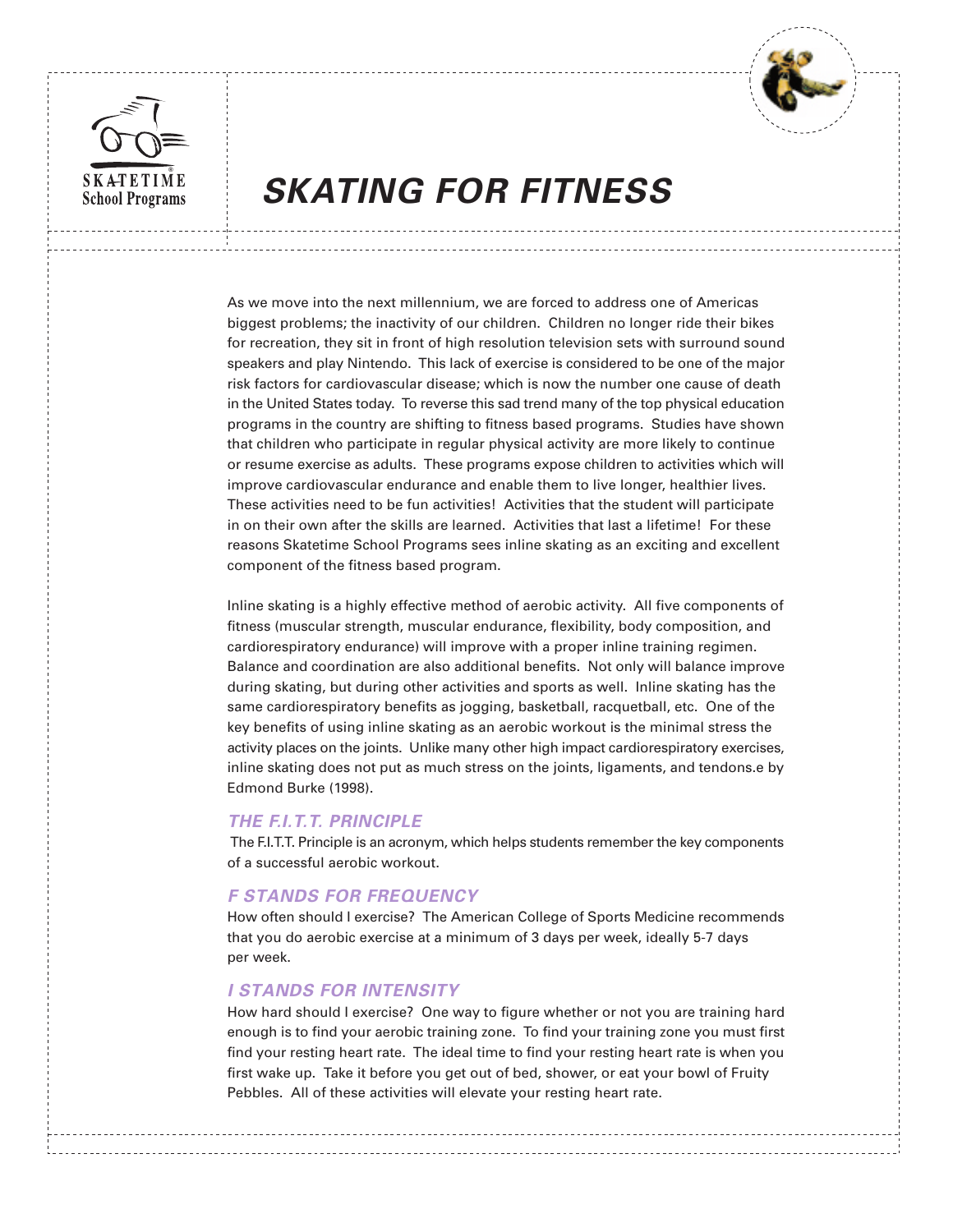# SKATING FOR FITNESS

As we move into the next millennium, we are forced to address one of Americas biggest problems; the inactivity of our children. Children no longer ride their bikes for recreation, they sit in front of high resolution television sets with surround sound speakers and play Nintendo. This lack of exercise is considered to be one of the major risk factors for cardiovascular disease; which is now the number one cause of death in the United States today. To reverse this sad trend many of the top physical education programs in the country are shifting to fitness based programs. Studies have shown that children who participate in regular physical activity are more likely to continue or resume exercise as adults. These programs expose children to activities which will improve cardiovascular endurance and enable them to live longer, healthier lives. These activities need to be fun activities! Activities that the student will participate in on their own after the skills are learned. Activities that last a lifetime! For these reasons Skatetime School Programs sees inline skating as an exciting and excellent component of the fitness based program.

Inline skating is a highly effective method of aerobic activity. All five components of fitness (muscular strength, muscular endurance, flexibility, body composition, and cardiorespiratory endurance) will improve with a proper inline training regimen. Balance and coordination are also additional benefits. Not only will balance improve during skating, but during other activities and sports as well. Inline skating has the same cardiorespiratory benefits as jogging, basketball, racquetball, etc. One of the key benefits of using inline skating as an aerobic workout is the minimal stress the activity places on the joints. Unlike many other high impact cardiorespiratory exercises, inline skating does not put as much stress on the joints, ligaments, and tendons.e by Edmond Burke (1998).

## THE F.I.T.T. PRINCIPLE

The F.I.T.T. Principle is an acronym, which helps students remember the key components of a successful aerobic workout.

## F STANDS FOR FREQUENCY

How often should I exercise? The American College of Sports Medicine recommends that you do aerobic exercise at a minimum of 3 days per week, ideally 5-7 days per week.

## I STANDS FOR INTENSITY

How hard should I exercise? One way to figure whether or not you are training hard enough is to find your aerobic training zone. To find your training zone you must first find your resting heart rate. The ideal time to find your resting heart rate is when you first wake up. Take it before you get out of bed, shower, or eat your bowl of Fruity Pebbles. All of these activities will elevate your resting heart rate.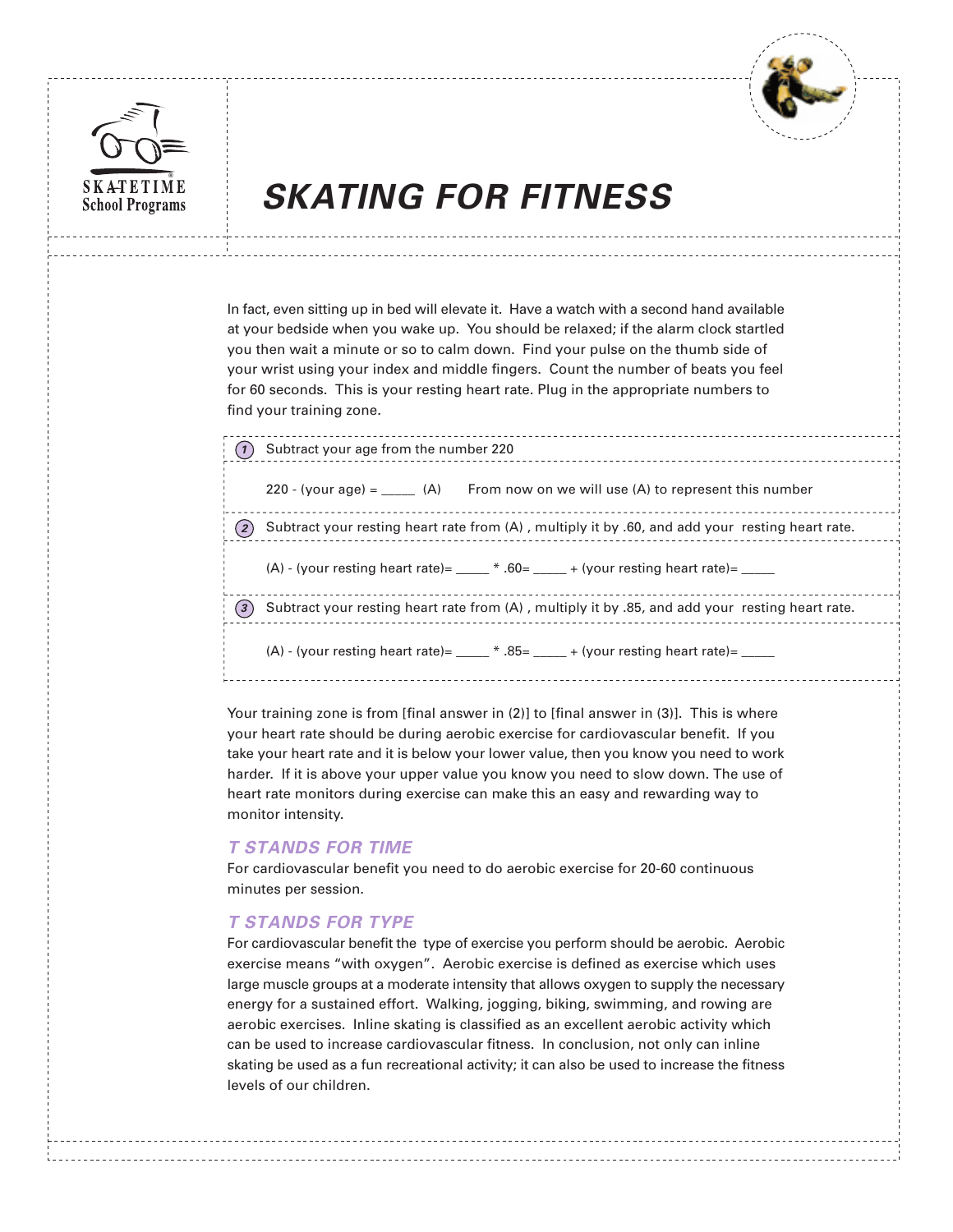# SKATING FOR FITNESS

In fact, even sitting up in bed will elevate it. Have a watch with a second hand available at your bedside when you wake up. You should be relaxed; if the alarm clock startled you then wait a minute or so to calm down. Find your pulse on the thumb side of your wrist using your index and middle fingers. Count the number of beats you feel for 60 seconds. This is your resting heart rate. Plug in the appropriate numbers to find your training zone.

1. Subtract your age from the number 220

   220 - (your age) = _____ (A)   From now on we will use (A) to represent this number

2. Subtract your resting heart rate from (A) , multiply it by .60, and add your resting heart rate.

   (A) - (your resting heart rate)= _____ * .60= _____ + (your resting heart rate)= _____

3. Subtract your resting heart rate from (A) , multiply it by .85, and add your resting heart rate.

   (A) - (your resting heart rate)= _____ * .85= _____ + (your resting heart rate)= _____

Your training zone is from [final answer in (2)] to [final answer in (3)]. This is where your heart rate should be during aerobic exercise for cardiovascular benefit. If you take your heart rate and it is below your lower value, then you know you need to work harder. If it is above your upper value you know you need to slow down. The use of heart rate monitors during exercise can make this an easy and rewarding way to monitor intensity.

### *T STANDS FOR TIME*

For cardiovascular benefit you need to do aerobic exercise for 20-60 continuous minutes per session.

### *T STANDS FOR TYPE*

For cardiovascular benefit the type of exercise you perform should be aerobic. Aerobic exercise means "with oxygen". Aerobic exercise is defined as exercise which uses large muscle groups at a moderate intensity that allows oxygen to supply the necessary energy for a sustained effort. Walking, jogging, biking, swimming, and rowing are aerobic exercises. Inline skating is classified as an excellent aerobic activity which can be used to increase cardiovascular fitness. In conclusion, not only can inline skating be used as a fun recreational activity; it can also be used to increase the fitness levels of our children.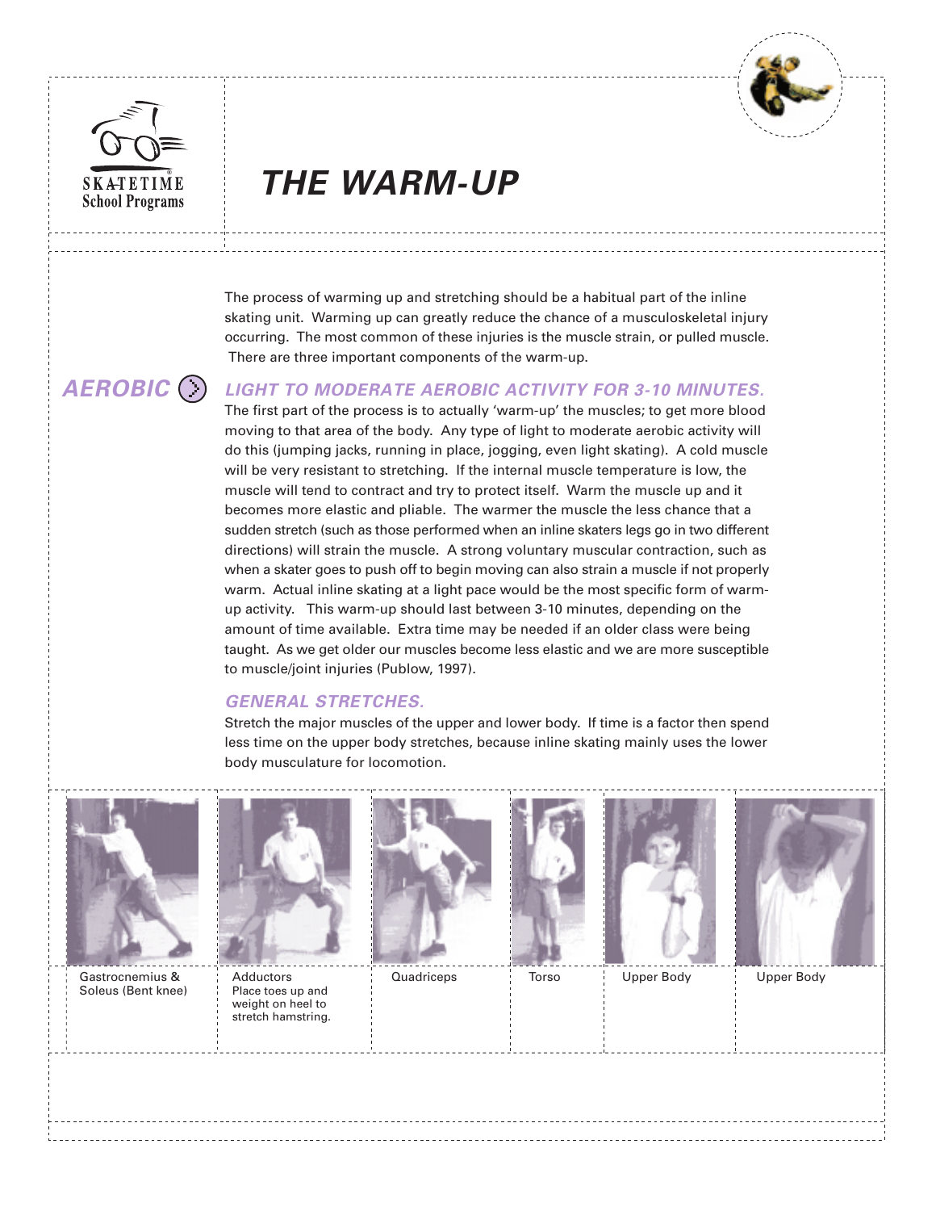# THE WARM-UP

The process of warming up and stretching should be a habitual part of the inline skating unit. Warming up can greatly reduce the chance of a musculoskeletal injury occurring. The most common of these injuries is the muscle strain, or pulled muscle. There are three important components of the warm-up.

## AEROBIC

### *LIGHT TO MODERATE AEROBIC ACTIVITY FOR 3-10 MINUTES.*

The first part of the process is to actually 'warm-up' the muscles; to get more blood moving to that area of the body. Any type of light to moderate aerobic activity will do this (jumping jacks, running in place, jogging, even light skating). A cold muscle will be very resistant to stretching. If the internal muscle temperature is low, the muscle will tend to contract and try to protect itself. Warm the muscle up and it becomes more elastic and pliable. The warmer the muscle the less chance that a sudden stretch (such as those performed when an inline skaters legs go in two different directions) will strain the muscle. A strong voluntary muscular contraction, such as when a skater goes to push off to begin moving can also strain a muscle if not properly warm. Actual inline skating at a light pace would be the most specific form of warm-up activity. This warm-up should last between 3-10 minutes, depending on the amount of time available. Extra time may be needed if an older class were being taught. As we get older our muscles become less elastic and we are more susceptible to muscle/joint injuries (Publow, 1997).

### *GENERAL STRETCHES.*

Stretch the major muscles of the upper and lower body. If time is a factor then spend less time on the upper body stretches, because inline skating mainly uses the lower body musculature for locomotion.

| Gastrocnemius & Soleus (Bent knee) | Adductors Place toes up and weight on heel to stretch hamstring. | Quadriceps | Torso | Upper Body | Upper Body |
|---|---|---|---|---|---|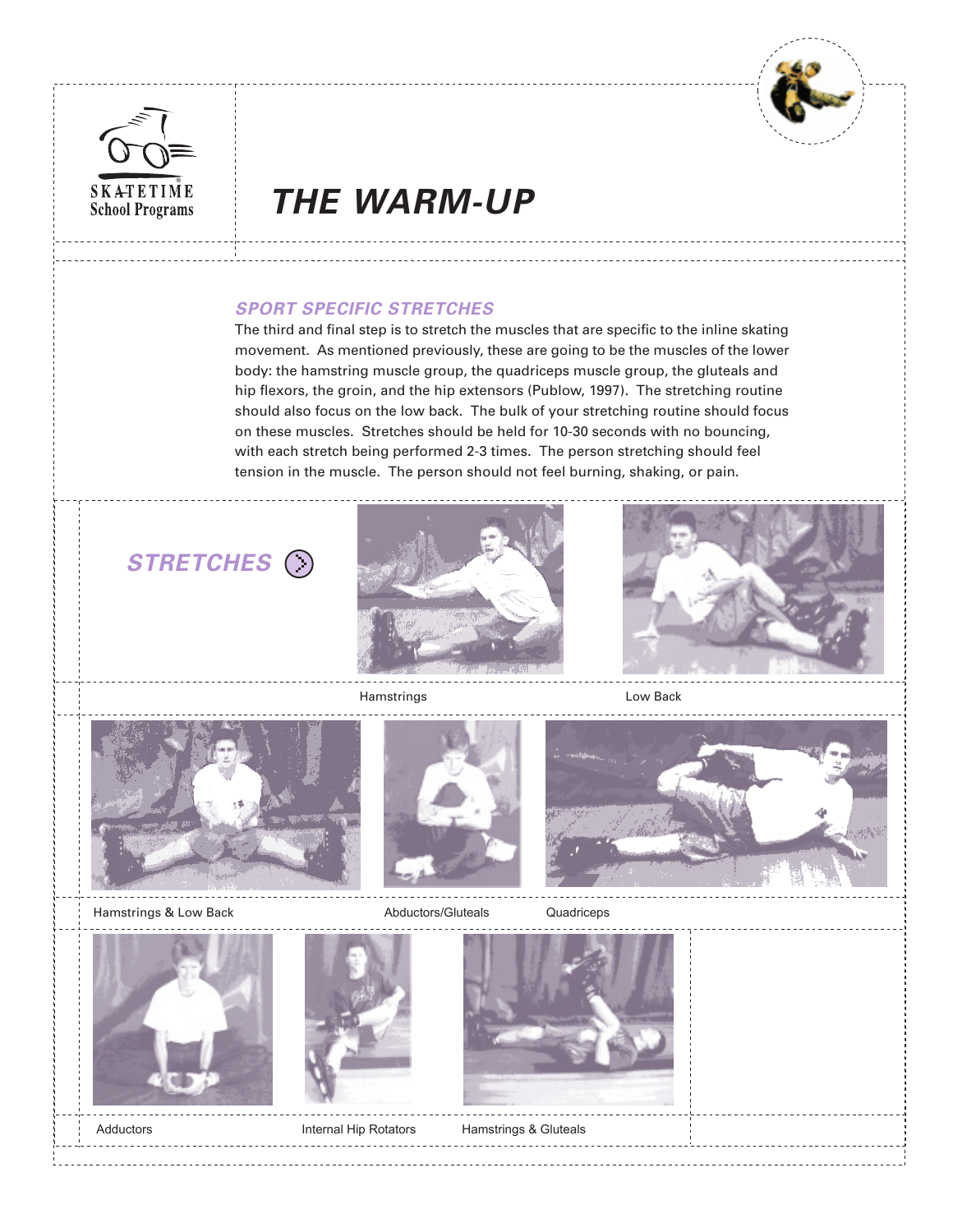# THE WARM-UP

## SPORT SPECIFIC STRETCHES

The third and final step is to stretch the muscles that are specific to the inline skating movement. As mentioned previously, these are going to be the muscles of the lower body: the hamstring muscle group, the quadriceps muscle group, the gluteals and hip flexors, the groin, and the hip extensors (Publow, 1997). The stretching routine should also focus on the low back. The bulk of your stretching routine should focus on these muscles. Stretches should be held for 10-30 seconds with no bouncing, with each stretch being performed 2-3 times. The person stretching should feel tension in the muscle. The person should not feel burning, shaking, or pain.

## STRETCHES

Hamstrings

Low Back

Hamstrings & Low Back

Abductors/Gluteals

Quadriceps

Adductors

Internal Hip Rotators

Hamstrings & Gluteals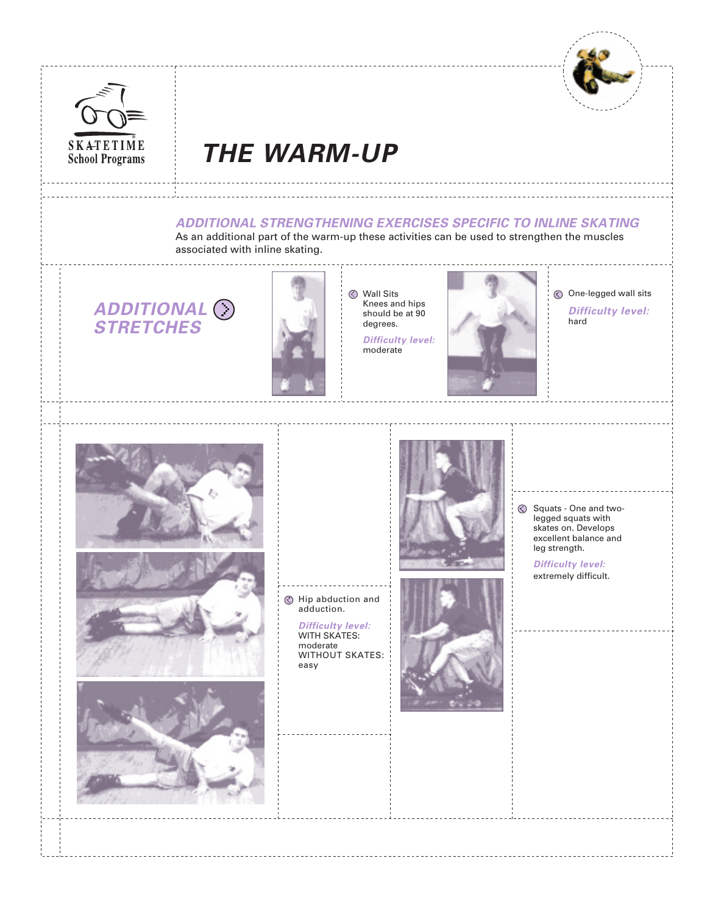# THE WARM-UP

## ADDITIONAL STRENGTHENING EXERCISES SPECIFIC TO INLINE SKATING

As an additional part of the warm-up these activities can be used to strengthen the muscles associated with inline skating.

## ADDITIONAL STRETCHES

Wall Sits
Knees and hips should be at 90 degrees.

*Difficulty level:*
moderate

One-legged wall sits

*Difficulty level:*
hard

Hip abduction and adduction.

*Difficulty level:*
WITH SKATES: moderate
WITHOUT SKATES: easy

Squats - One and two-legged squats with skates on. Develops excellent balance and leg strength.

*Difficulty level:*
extremely difficult.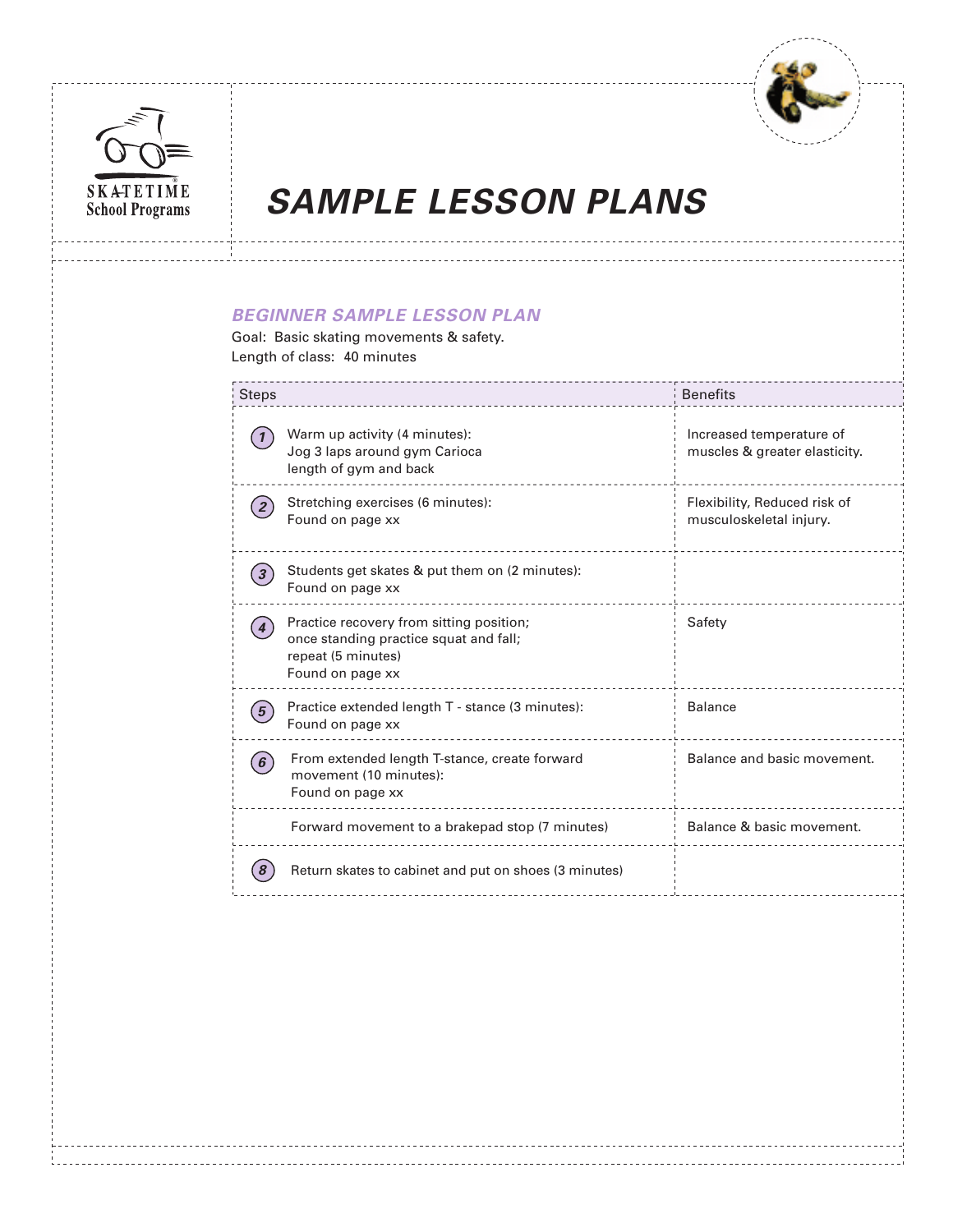SKATETIME School Programs

# SAMPLE LESSON PLANS

## BEGINNER SAMPLE LESSON PLAN

Goal: Basic skating movements & safety.
Length of class: 40 minutes

| Steps | Benefits |
|---|---|
| 1. Warm up activity (4 minutes): Jog 3 laps around gym Carioca length of gym and back | Increased temperature of muscles & greater elasticity. |
| 2. Stretching exercises (6 minutes): Found on page xx | Flexibility, Reduced risk of musculoskeletal injury. |
| 3. Students get skates & put them on (2 minutes): Found on page xx | |
| 4. Practice recovery from sitting position; once standing practice squat and fall; repeat (5 minutes) Found on page xx | Safety |
| 5. Practice extended length T - stance (3 minutes): Found on page xx | Balance |
| 6. From extended length T-stance, create forward movement (10 minutes): Found on page xx | Balance and basic movement. |
| Forward movement to a brakepad stop (7 minutes) | Balance & basic movement. |
| 8. Return skates to cabinet and put on shoes (3 minutes) | |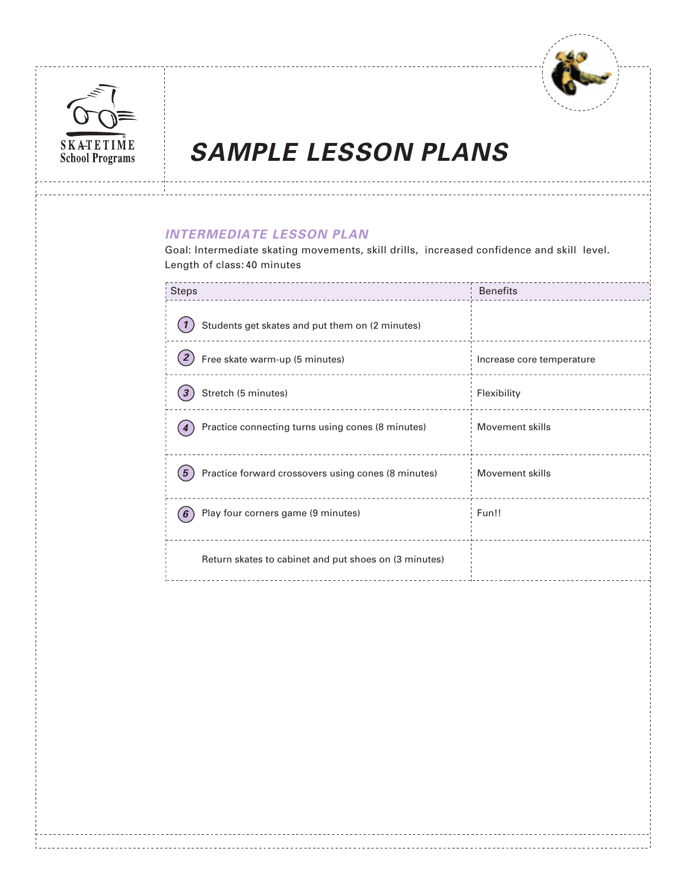SKATETIME School Programs

# SAMPLE LESSON PLANS

## INTERMEDIATE LESSON PLAN

Goal: Intermediate skating movements, skill drills, increased confidence and skill level.
Length of class: 40 minutes

| Steps | Benefits |
|---|---|
| 1 Students get skates and put them on (2 minutes) | |
| 2 Free skate warm-up (5 minutes) | Increase core temperature |
| 3 Stretch (5 minutes) | Flexibility |
| 4 Practice connecting turns using cones (8 minutes) | Movement skills |
| 5 Practice forward crossovers using cones (8 minutes) | Movement skills |
| 6 Play four corners game (9 minutes) | Fun!! |
| Return skates to cabinet and put shoes on (3 minutes) | |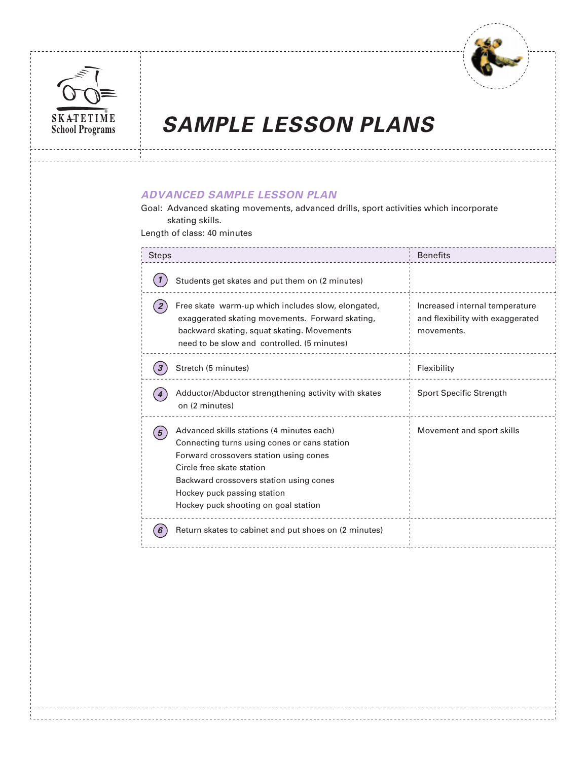# SAMPLE LESSON PLANS

## ADVANCED SAMPLE LESSON PLAN

Goal: Advanced skating movements, advanced drills, sport activities which incorporate skating skills.

Length of class: 40 minutes

| Steps | Benefits |
|---|---|
| 1. Students get skates and put them on (2 minutes) | |
| 2. Free skate warm-up which includes slow, elongated, exaggerated skating movements. Forward skating, backward skating, squat skating. Movements need to be slow and controlled. (5 minutes) | Increased internal temperature and flexibility with exaggerated movements. |
| 3. Stretch (5 minutes) | Flexibility |
| 4. Adductor/Abductor strengthening activity with skates on (2 minutes) | Sport Specific Strength |
| 5. Advanced skills stations (4 minutes each)<br>Connecting turns using cones or cans station<br>Forward crossovers station using cones<br>Circle free skate station<br>Backward crossovers station using cones<br>Hockey puck passing station<br>Hockey puck shooting on goal station | Movement and sport skills |
| 6. Return skates to cabinet and put shoes on (2 minutes) | |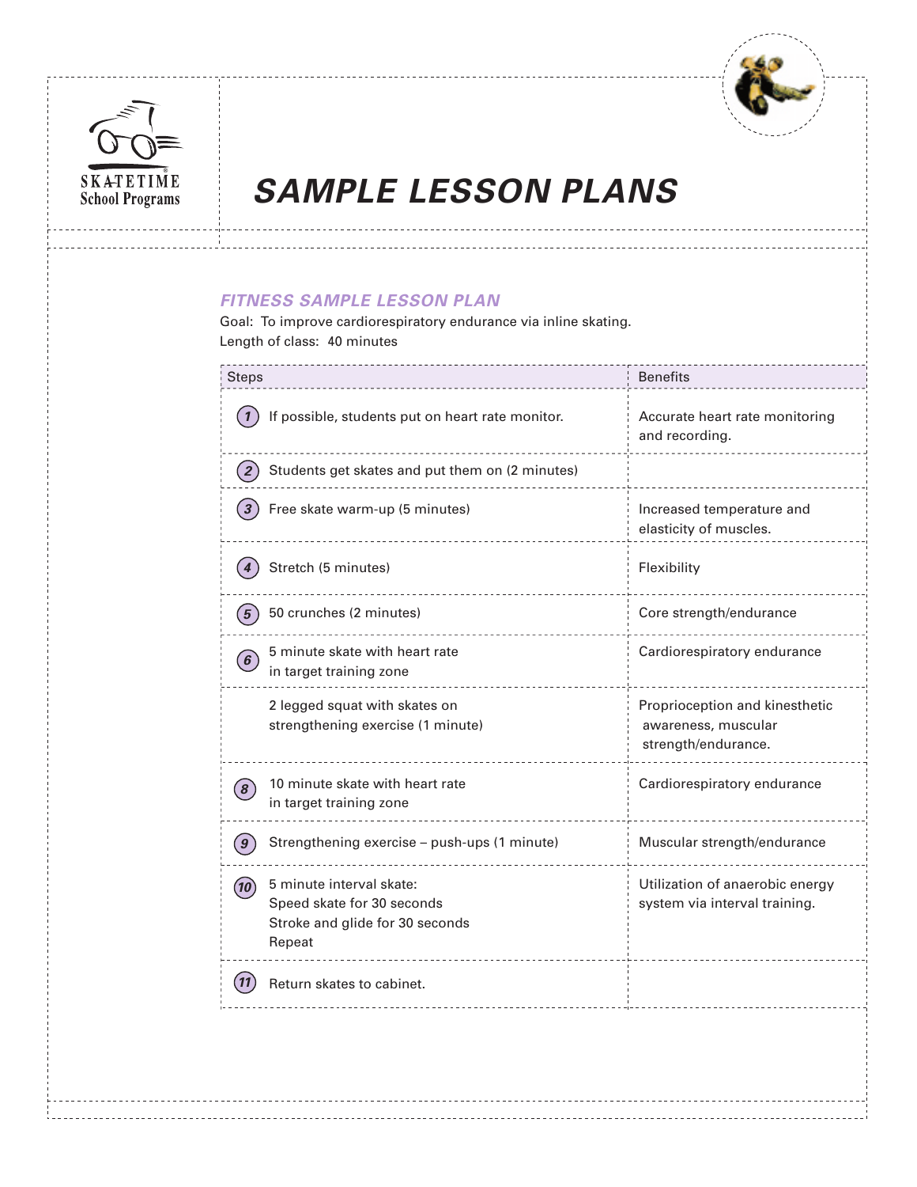# SAMPLE LESSON PLANS

## FITNESS SAMPLE LESSON PLAN

Goal: To improve cardiorespiratory endurance via inline skating.
Length of class: 40 minutes

| Steps | Benefits |
|---|---|
| 1 If possible, students put on heart rate monitor. | Accurate heart rate monitoring and recording. |
| 2 Students get skates and put them on (2 minutes) | |
| 3 Free skate warm-up (5 minutes) | Increased temperature and elasticity of muscles. |
| 4 Stretch (5 minutes) | Flexibility |
| 5 50 crunches (2 minutes) | Core strength/endurance |
| 6 5 minute skate with heart rate in target training zone | Cardiorespiratory endurance |
| 2 legged squat with skates on strengthening exercise (1 minute) | Proprioception and kinesthetic awareness, muscular strength/endurance. |
| 8 10 minute skate with heart rate in target training zone | Cardiorespiratory endurance |
| 9 Strengthening exercise – push-ups (1 minute) | Muscular strength/endurance |
| 10 5 minute interval skate: Speed skate for 30 seconds Stroke and glide for 30 seconds Repeat | Utilization of anaerobic energy system via interval training. |
| 11 Return skates to cabinet. | |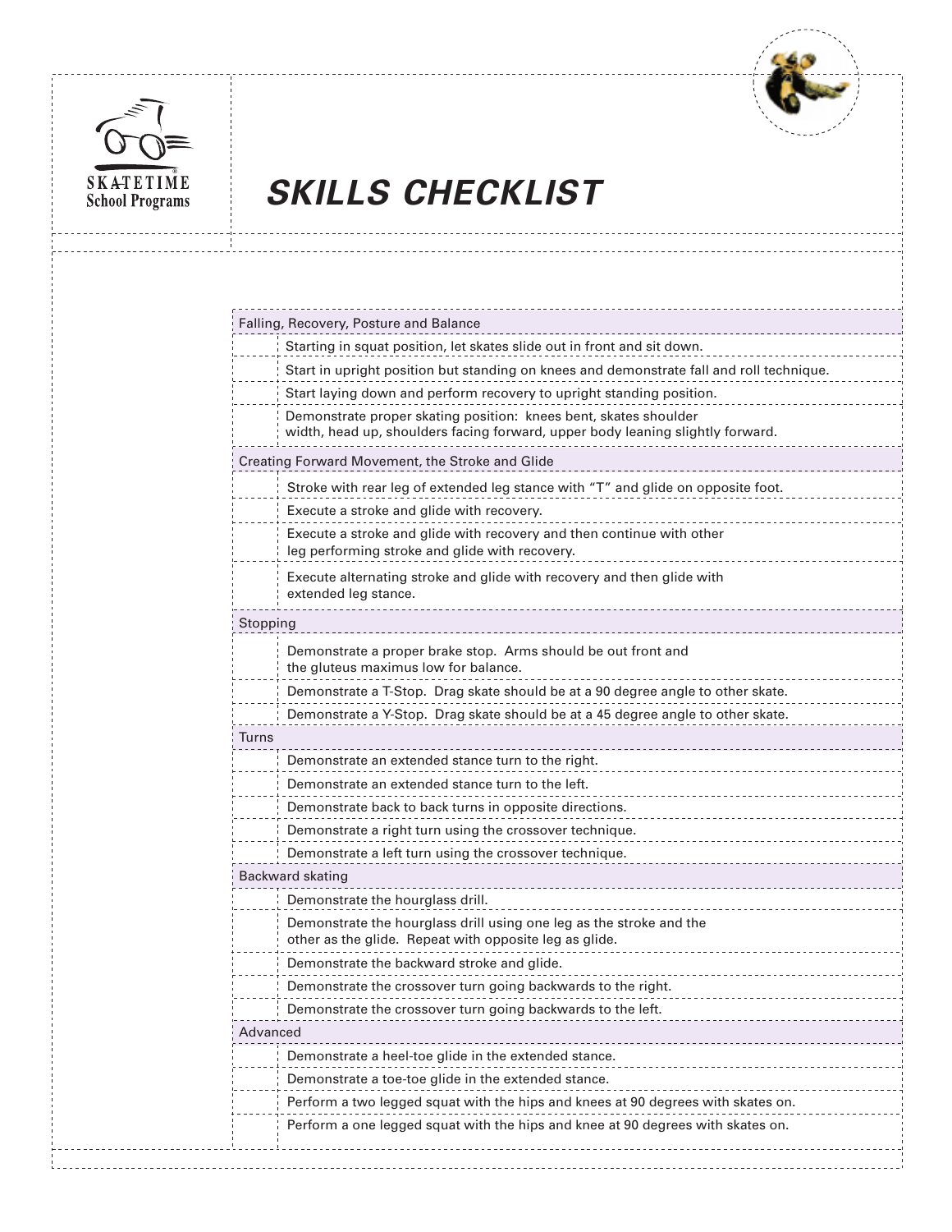SKATETIME School Programs

# SKILLS CHECKLIST

| | |
|---|---|
| **Falling, Recovery, Posture and Balance** | |
| | Starting in squat position, let skates slide out in front and sit down. |
| | Start in upright position but standing on knees and demonstrate fall and roll technique. |
| | Start laying down and perform recovery to upright standing position. |
| | Demonstrate proper skating position: knees bent, skates shoulder width, head up, shoulders facing forward, upper body leaning slightly forward. |
| **Creating Forward Movement, the Stroke and Glide** | |
| | Stroke with rear leg of extended leg stance with "T" and glide on opposite foot. |
| | Execute a stroke and glide with recovery. |
| | Execute a stroke and glide with recovery and then continue with other leg performing stroke and glide with recovery. |
| | Execute alternating stroke and glide with recovery and then glide with extended leg stance. |
| **Stopping** | |
| | Demonstrate a proper brake stop. Arms should be out front and the gluteus maximus low for balance. |
| | Demonstrate a T-Stop. Drag skate should be at a 90 degree angle to other skate. |
| | Demonstrate a Y-Stop. Drag skate should be at a 45 degree angle to other skate. |
| **Turns** | |
| | Demonstrate an extended stance turn to the right. |
| | Demonstrate an extended stance turn to the left. |
| | Demonstrate back to back turns in opposite directions. |
| | Demonstrate a right turn using the crossover technique. |
| | Demonstrate a left turn using the crossover technique. |
| **Backward skating** | |
| | Demonstrate the hourglass drill. |
| | Demonstrate the hourglass drill using one leg as the stroke and the other as the glide. Repeat with opposite leg as glide. |
| | Demonstrate the backward stroke and glide. |
| | Demonstrate the crossover turn going backwards to the right. |
| | Demonstrate the crossover turn going backwards to the left. |
| **Advanced** | |
| | Demonstrate a heel-toe glide in the extended stance. |
| | Demonstrate a toe-toe glide in the extended stance. |
| | Perform a two legged squat with the hips and knees at 90 degrees with skates on. |
| | Perform a one legged squat with the hips and knee at 90 degrees with skates on. |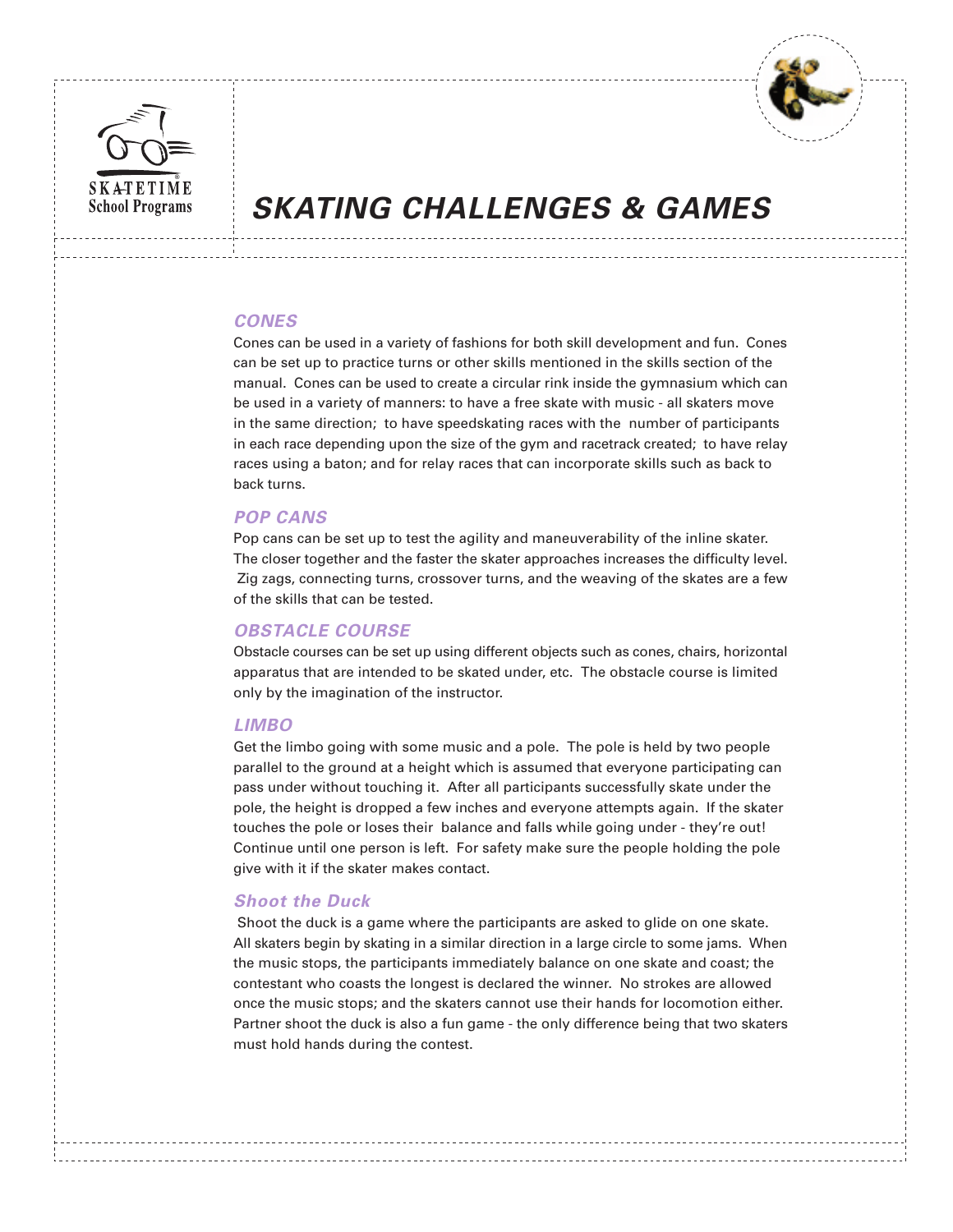SKATETIME School Programs

# SKATING CHALLENGES & GAMES

### CONES

Cones can be used in a variety of fashions for both skill development and fun. Cones can be set up to practice turns or other skills mentioned in the skills section of the manual. Cones can be used to create a circular rink inside the gymnasium which can be used in a variety of manners: to have a free skate with music - all skaters move in the same direction; to have speedskating races with the number of participants in each race depending upon the size of the gym and racetrack created; to have relay races using a baton; and for relay races that can incorporate skills such as back to back turns.

### POP CANS

Pop cans can be set up to test the agility and maneuverability of the inline skater. The closer together and the faster the skater approaches increases the difficulty level. Zig zags, connecting turns, crossover turns, and the weaving of the skates are a few of the skills that can be tested.

### OBSTACLE COURSE

Obstacle courses can be set up using different objects such as cones, chairs, horizontal apparatus that are intended to be skated under, etc. The obstacle course is limited only by the imagination of the instructor.

### LIMBO

Get the limbo going with some music and a pole. The pole is held by two people parallel to the ground at a height which is assumed that everyone participating can pass under without touching it. After all participants successfully skate under the pole, the height is dropped a few inches and everyone attempts again. If the skater touches the pole or loses their balance and falls while going under - they're out! Continue until one person is left. For safety make sure the people holding the pole give with it if the skater makes contact.

### Shoot the Duck

Shoot the duck is a game where the participants are asked to glide on one skate. All skaters begin by skating in a similar direction in a large circle to some jams. When the music stops, the participants immediately balance on one skate and coast; the contestant who coasts the longest is declared the winner. No strokes are allowed once the music stops; and the skaters cannot use their hands for locomotion either. Partner shoot the duck is also a fun game - the only difference being that two skaters must hold hands during the contest.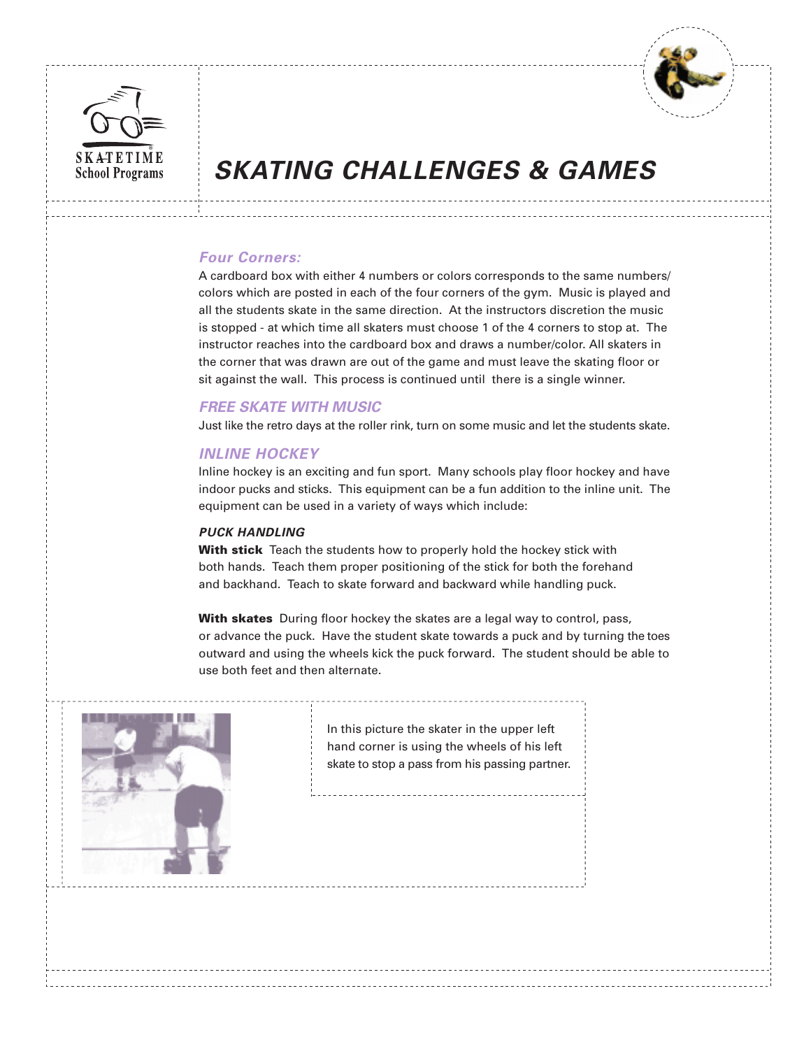SKATETIME School Programs

# SKATING CHALLENGES & GAMES

### *Four Corners:*

A cardboard box with either 4 numbers or colors corresponds to the same numbers/ colors which are posted in each of the four corners of the gym. Music is played and all the students skate in the same direction. At the instructors discretion the music is stopped - at which time all skaters must choose 1 of the 4 corners to stop at. The instructor reaches into the cardboard box and draws a number/color. All skaters in the corner that was drawn are out of the game and must leave the skating floor or sit against the wall. This process is continued until there is a single winner.

### *FREE SKATE WITH MUSIC*

Just like the retro days at the roller rink, turn on some music and let the students skate.

### *INLINE HOCKEY*

Inline hockey is an exciting and fun sport. Many schools play floor hockey and have indoor pucks and sticks. This equipment can be a fun addition to the inline unit. The equipment can be used in a variety of ways which include:

#### *PUCK HANDLING*

**With stick** Teach the students how to properly hold the hockey stick with both hands. Teach them proper positioning of the stick for both the forehand and backhand. Teach to skate forward and backward while handling puck.

**With skates** During floor hockey the skates are a legal way to control, pass, or advance the puck. Have the student skate towards a puck and by turning the toes outward and using the wheels kick the puck forward. The student should be able to use both feet and then alternate.

In this picture the skater in the upper left hand corner is using the wheels of his left skate to stop a pass from his passing partner.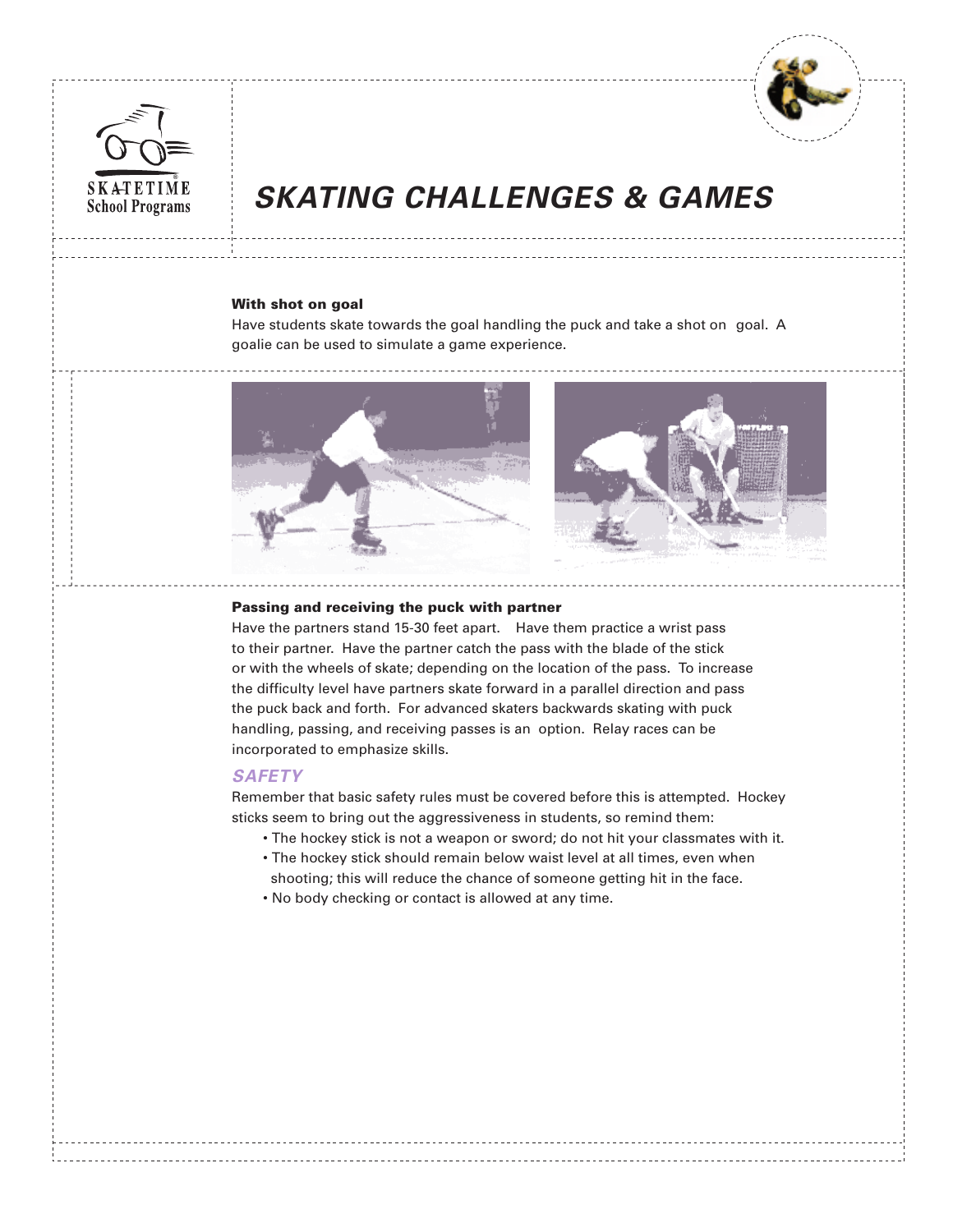# SKATING CHALLENGES & GAMES

**With shot on goal**

Have students skate towards the goal handling the puck and take a shot on goal. A goalie can be used to simulate a game experience.

**Passing and receiving the puck with partner**

Have the partners stand 15-30 feet apart. Have them practice a wrist pass to their partner. Have the partner catch the pass with the blade of the stick or with the wheels of skate; depending on the location of the pass. To increase the difficulty level have partners skate forward in a parallel direction and pass the puck back and forth. For advanced skaters backwards skating with puck handling, passing, and receiving passes is an option. Relay races can be incorporated to emphasize skills.

### *SAFETY*

Remember that basic safety rules must be covered before this is attempted. Hockey sticks seem to bring out the aggressiveness in students, so remind them:

- The hockey stick is not a weapon or sword; do not hit your classmates with it.
- The hockey stick should remain below waist level at all times, even when shooting; this will reduce the chance of someone getting hit in the face.
- No body checking or contact is allowed at any time.